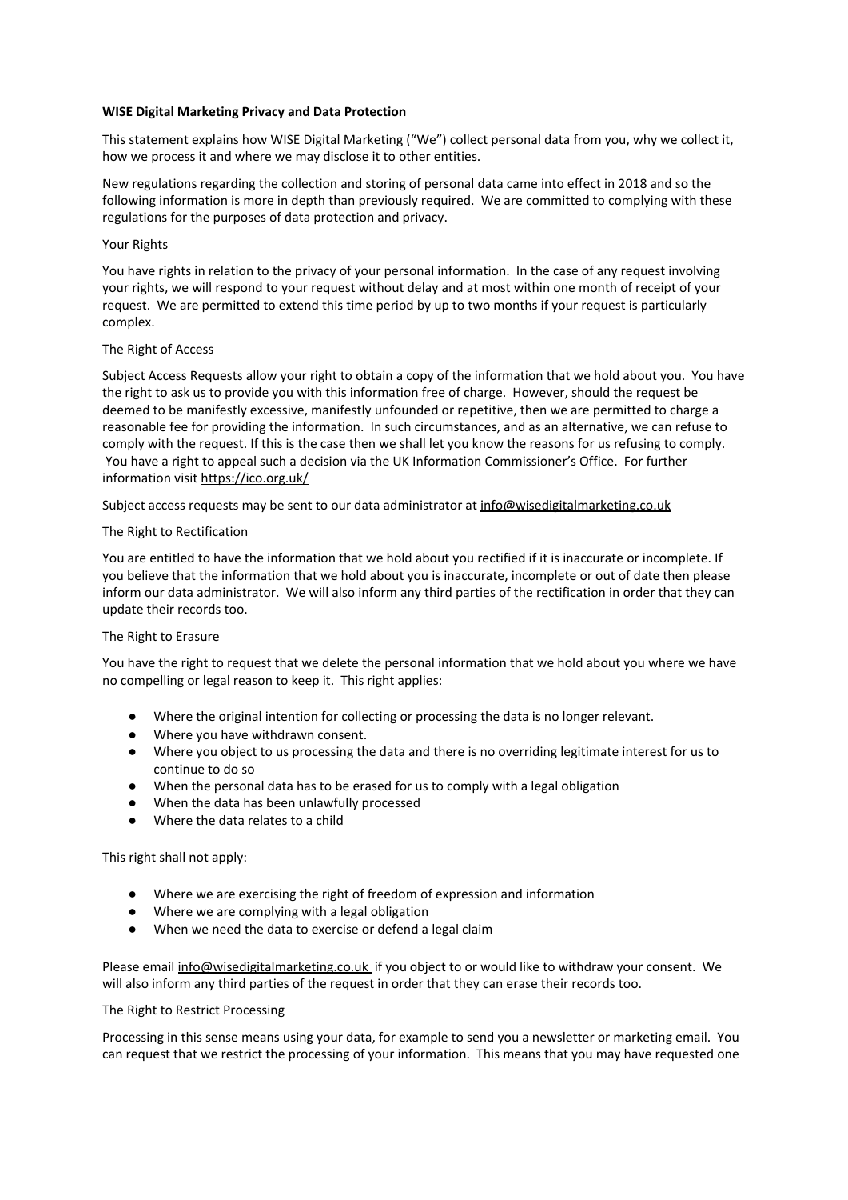**WISE Digital Marketing Privacy and Data Protection**

This statement explains how WISE Digital Marketing ("We") collect personal data from you, why we collect it, how we process it and where we may disclose it to other entities.

New regulations regarding the collection and storing of personal data came into effect in 2018 and so the following information is more in depth than previously required. We are committed to complying with these regulations for the purposes of data protection and privacy.

Your Rights

You have rights in relation to the privacy of your personal information. In the case of any request involving your rights, we will respond to your request without delay and at most within one month of receipt of your request. We are permitted to extend this time period by up to two months if your request is particularly complex.

The Right of Access

Subject Access Requests allow your right to obtain a copy of the information that we hold about you. You have the right to ask us to provide you with this information free of charge. However, should the request be deemed to be manifestly excessive, manifestly unfounded or repetitive, then we are permitted to charge a reasonable fee for providing the information. In such circumstances, and as an alternative, we can refuse to comply with the request. If this is the case then we shall let you know the reasons for us refusing to comply. You have a right to appeal such a decision via the UK Information Commissioner's Office. For further information visit https://ico.org.uk/

Subject access requests may be sent to our data administrator at info@wisedigitalmarketing.co.uk

The Right to Rectification

You are entitled to have the information that we hold about you rectified if it is inaccurate or incomplete. If you believe that the information that we hold about you is inaccurate, incomplete or out of date then please inform our data administrator. We will also inform any third parties of the rectification in order that they can update their records too.

The Right to Erasure

You have the right to request that we delete the personal information that we hold about you where we have no compelling or legal reason to keep it. This right applies:

- Where the original intention for collecting or processing the data is no longer relevant.
- Where you have withdrawn consent.
- Where you object to us processing the data and there is no overriding legitimate interest for us to continue to do so
- When the personal data has to be erased for us to comply with a legal obligation
- When the data has been unlawfully processed
- Where the data relates to a child

This right shall not apply:

- Where we are exercising the right of freedom of expression and information
- Where we are complying with a legal obligation
- When we need the data to exercise or defend a legal claim

Please email info@wisedigitalmarketing.co.uk if you object to or would like to withdraw your consent. We will also inform any third parties of the request in order that they can erase their records too.

The Right to Restrict Processing

Processing in this sense means using your data, for example to send you a newsletter or marketing email. You can request that we restrict the processing of your information. This means that you may have requested one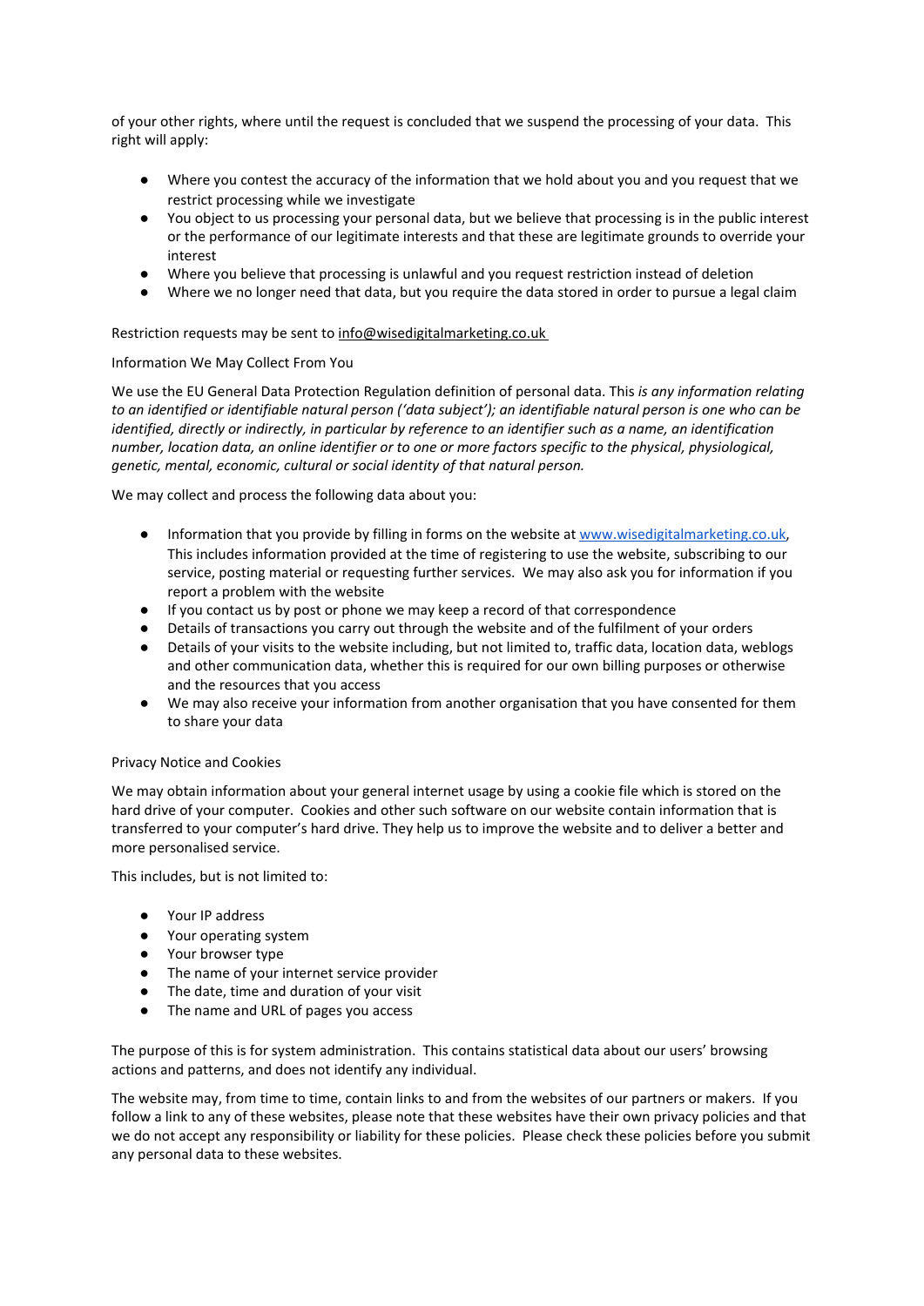of your other rights, where until the request is concluded that we suspend the processing of your data. This right will apply:

- Where you contest the accuracy of the information that we hold about you and you request that we restrict processing while we investigate
- You object to us processing your personal data, but we believe that processing is in the public interest or the performance of our legitimate interests and that these are legitimate grounds to override your interest
- Where you believe that processing is unlawful and you request restriction instead of deletion
- Where we no longer need that data, but you require the data stored in order to pursue a legal claim

Restriction requests may be sent to info@wisedigitalmarketing.co.uk

Information We May Collect From You

We use the EU General Data Protection Regulation definition of personal data. This *is any information relating to an identified or identifiable natural person ('data subject'); an identifiable natural person is one who can be identified, directly or indirectly, in particular by reference to an identifier such as a name, an identification number, location data, an online identifier or to one or more factors specific to the physical, physiological, genetic, mental, economic, cultural or social identity of that natural person.*

We may collect and process the following data about you:

- Information that you provide by filling in forms on the website at www.wisedigitalmarketing.co.uk, This includes information provided at the time of registering to use the website, subscribing to our service, posting material or requesting further services. We may also ask you for information if you report a problem with the website
- If you contact us by post or phone we may keep a record of that correspondence
- Details of transactions you carry out through the website and of the fulfilment of your orders
- Details of your visits to the website including, but not limited to, traffic data, location data, weblogs and other communication data, whether this is required for our own billing purposes or otherwise and the resources that you access
- We may also receive your information from another organisation that you have consented for them to share your data

Privacy Notice and Cookies

We may obtain information about your general internet usage by using a cookie file which is stored on the hard drive of your computer. Cookies and other such software on our website contain information that is transferred to your computer's hard drive. They help us to improve the website and to deliver a better and more personalised service.

This includes, but is not limited to:

- Your IP address
- Your operating system
- Your browser type
- The name of your internet service provider
- The date, time and duration of your visit
- The name and URL of pages you access

The purpose of this is for system administration. This contains statistical data about our users' browsing actions and patterns, and does not identify any individual.

The website may, from time to time, contain links to and from the websites of our partners or makers. If you follow a link to any of these websites, please note that these websites have their own privacy policies and that we do not accept any responsibility or liability for these policies. Please check these policies before you submit any personal data to these websites.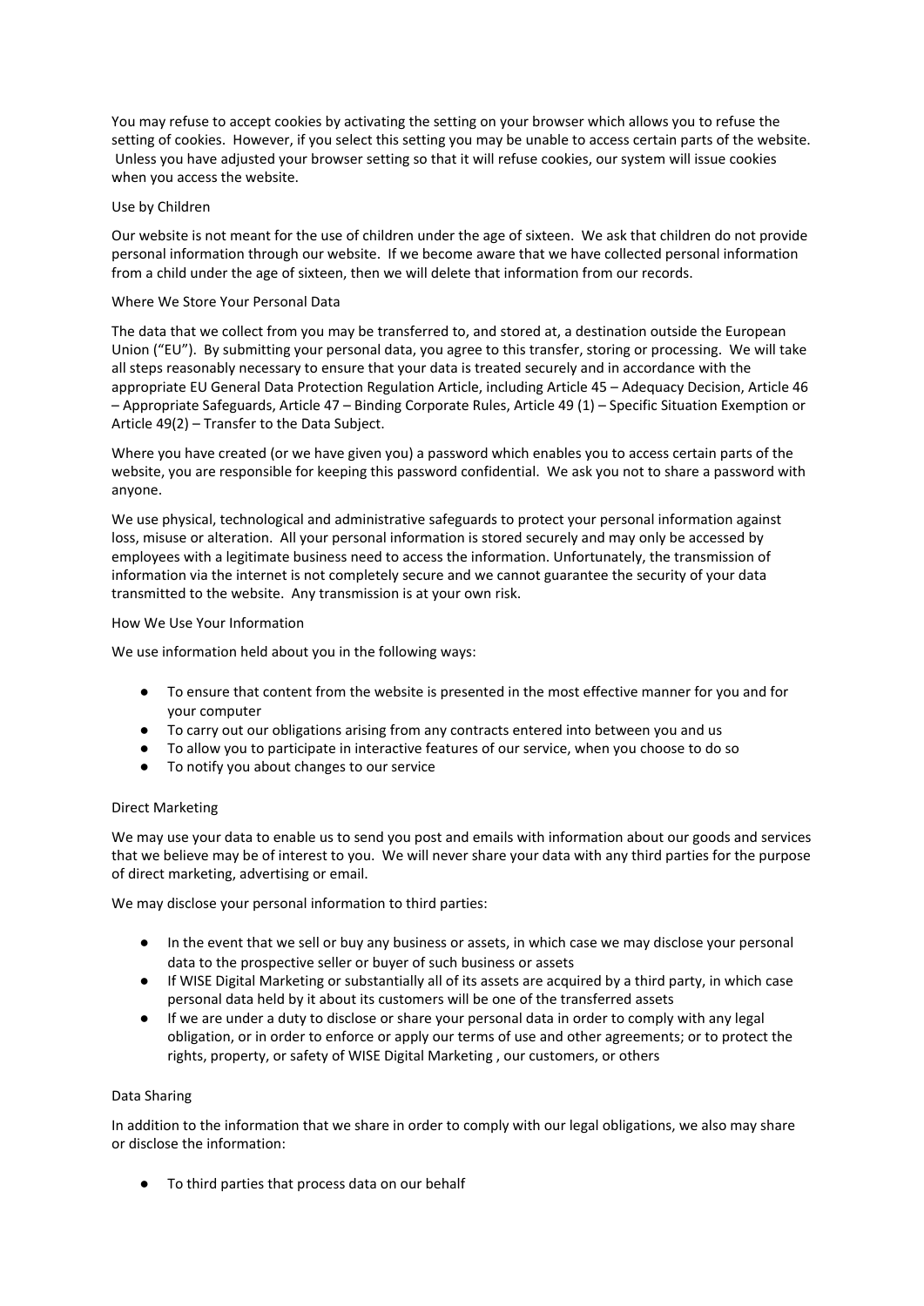You may refuse to accept cookies by activating the setting on your browser which allows you to refuse the setting of cookies. However, if you select this setting you may be unable to access certain parts of the website. Unless you have adjusted your browser setting so that it will refuse cookies, our system will issue cookies when you access the website.

## Use by Children

Our website is not meant for the use of children under the age of sixteen. We ask that children do not provide personal information through our website. If we become aware that we have collected personal information from a child under the age of sixteen, then we will delete that information from our records.

## Where We Store Your Personal Data

The data that we collect from you may be transferred to, and stored at, a destination outside the European Union ("EU"). By submitting your personal data, you agree to this transfer, storing or processing. We will take all steps reasonably necessary to ensure that your data is treated securely and in accordance with the appropriate EU General Data Protection Regulation Article, including Article 45 – Adequacy Decision, Article 46 – Appropriate Safeguards, Article 47 – Binding Corporate Rules, Article 49 (1) – Specific Situation Exemption or Article 49(2) – Transfer to the Data Subject.

Where you have created (or we have given you) a password which enables you to access certain parts of the website, you are responsible for keeping this password confidential. We ask you not to share a password with anyone.

We use physical, technological and administrative safeguards to protect your personal information against loss, misuse or alteration. All your personal information is stored securely and may only be accessed by employees with a legitimate business need to access the information. Unfortunately, the transmission of information via the internet is not completely secure and we cannot guarantee the security of your data transmitted to the website. Any transmission is at your own risk.

## How We Use Your Information

We use information held about you in the following ways:

- To ensure that content from the website is presented in the most effective manner for you and for your computer
- To carry out our obligations arising from any contracts entered into between you and us
- To allow you to participate in interactive features of our service, when you choose to do so
- To notify you about changes to our service

## Direct Marketing

We may use your data to enable us to send you post and emails with information about our goods and services that we believe may be of interest to you. We will never share your data with any third parties for the purpose of direct marketing, advertising or email.

We may disclose your personal information to third parties:

- In the event that we sell or buy any business or assets, in which case we may disclose your personal data to the prospective seller or buyer of such business or assets
- If WISE Digital Marketing or substantially all of its assets are acquired by a third party, in which case personal data held by it about its customers will be one of the transferred assets
- If we are under a duty to disclose or share your personal data in order to comply with any legal obligation, or in order to enforce or apply our terms of use and other agreements; or to protect the rights, property, or safety of WISE Digital Marketing , our customers, or others

## Data Sharing

In addition to the information that we share in order to comply with our legal obligations, we also may share or disclose the information:

- To third parties that process data on our behalf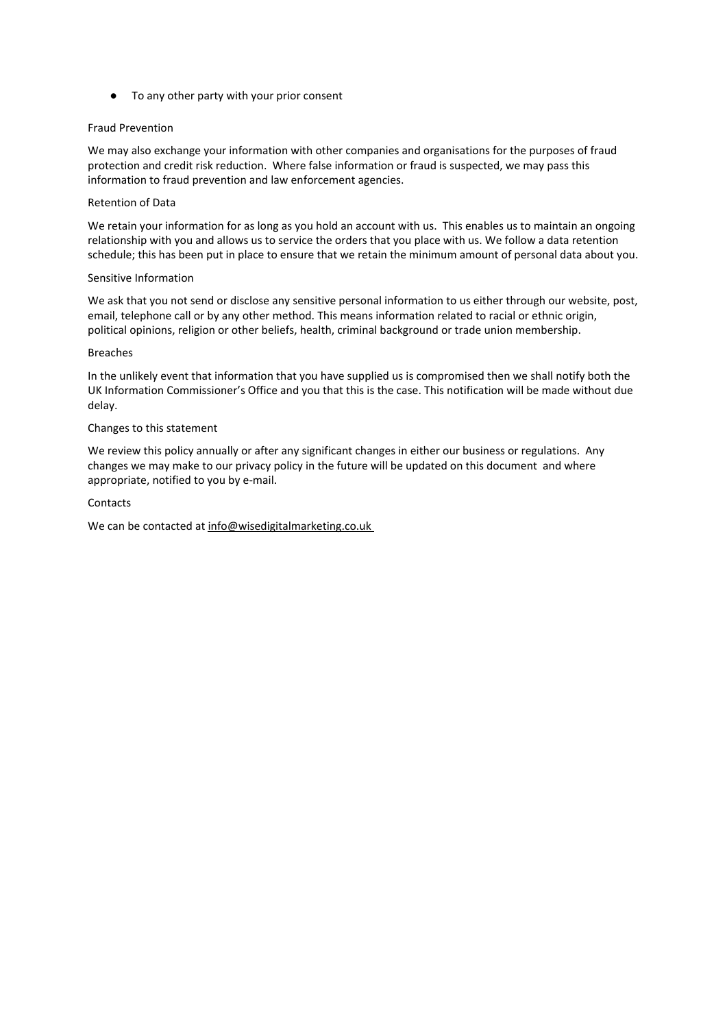- To any other party with your prior consent

## Fraud Prevention

We may also exchange your information with other companies and organisations for the purposes of fraud protection and credit risk reduction. Where false information or fraud is suspected, we may pass this information to fraud prevention and law enforcement agencies.

## Retention of Data

We retain your information for as long as you hold an account with us. This enables us to maintain an ongoing relationship with you and allows us to service the orders that you place with us. We follow a data retention schedule; this has been put in place to ensure that we retain the minimum amount of personal data about you.

## Sensitive Information

We ask that you not send or disclose any sensitive personal information to us either through our website, post, email, telephone call or by any other method. This means information related to racial or ethnic origin, political opinions, religion or other beliefs, health, criminal background or trade union membership.

## Breaches

In the unlikely event that information that you have supplied us is compromised then we shall notify both the UK Information Commissioner's Office and you that this is the case. This notification will be made without due delay.

## Changes to this statement

We review this policy annually or after any significant changes in either our business or regulations. Any changes we may make to our privacy policy in the future will be updated on this document and where appropriate, notified to you by e-mail.

## Contacts

We can be contacted at info@wisedigitalmarketing.co.uk